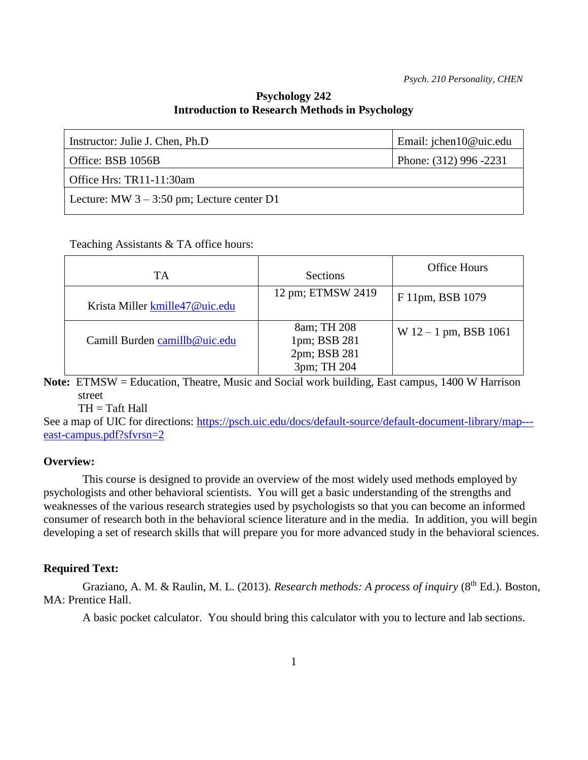# Psychology 242
## Introduction to Research Methods in Psychology

| Instructor: Julie J. Chen, Ph.D | Email: jchen10@uic.edu |
|---|---|
| Office: BSB 1056B | Phone: (312) 996 -2231 |
| Office Hrs: TR11-11:30am | |
| Lecture: MW 3 – 3:50 pm; Lecture center D1 | |

Teaching Assistants & TA office hours:

| TA | Sections | Office Hours |
|---|---|---|
| Krista Miller kmille47@uic.edu | 12 pm; ETMSW 2419 | F 11pm, BSB 1079 |
| Camill Burden camillb@uic.edu | 8am; TH 208<br>1pm; BSB 281<br>2pm; BSB 281<br>3pm; TH 204 | W 12 – 1 pm, BSB 1061 |

**Note:** ETMSW = Education, Theatre, Music and Social work building, East campus, 1400 W Harrison street
TH = Taft Hall

See a map of UIC for directions: https://psch.uic.edu/docs/default-source/default-document-library/map---east-campus.pdf?sfvrsn=2

### Overview:

This course is designed to provide an overview of the most widely used methods employed by psychologists and other behavioral scientists. You will get a basic understanding of the strengths and weaknesses of the various research strategies used by psychologists so that you can become an informed consumer of research both in the behavioral science literature and in the media. In addition, you will begin developing a set of research skills that will prepare you for more advanced study in the behavioral sciences.

### Required Text:

Graziano, A. M. & Raulin, M. L. (2013). *Research methods: A process of inquiry* (8th Ed.). Boston, MA: Prentice Hall.

A basic pocket calculator. You should bring this calculator with you to lecture and lab sections.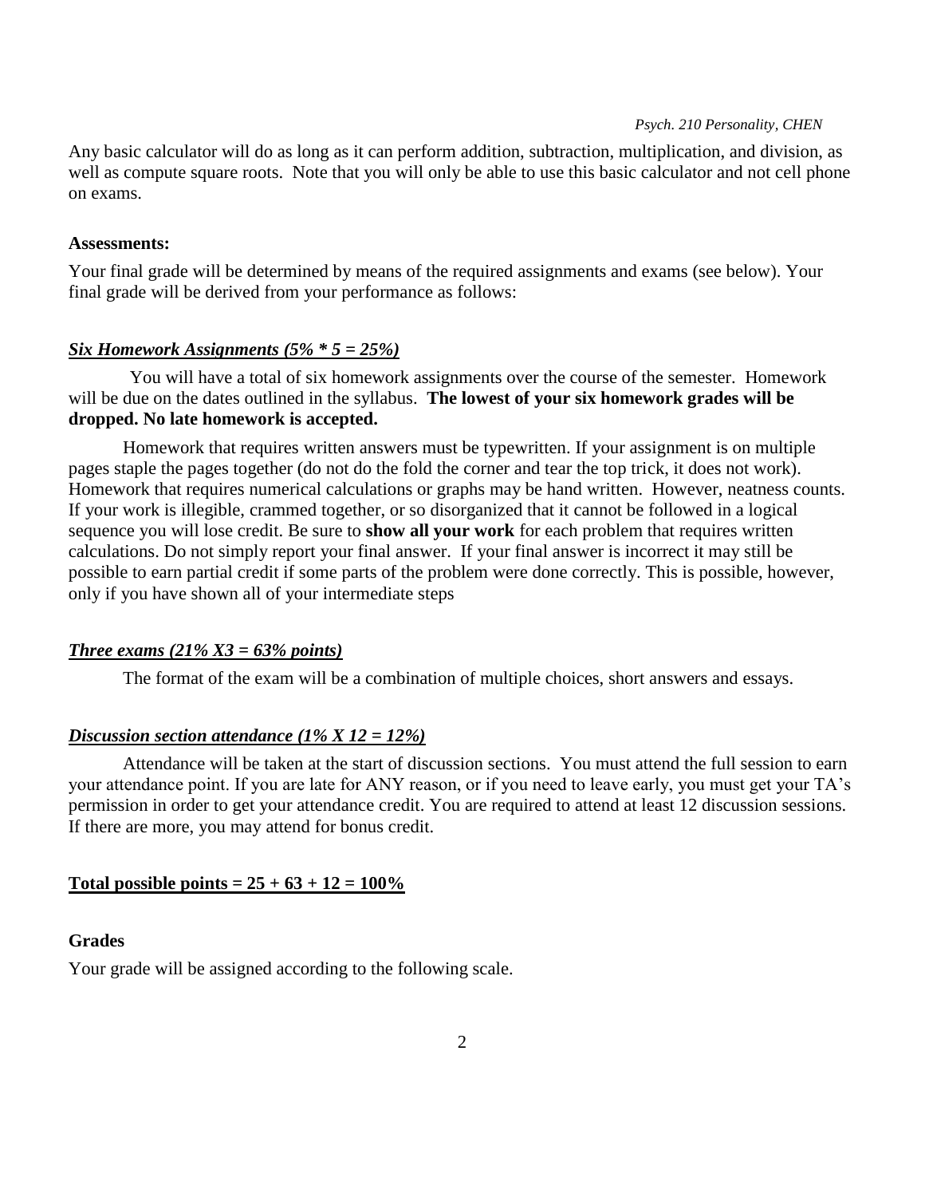Any basic calculator will do as long as it can perform addition, subtraction, multiplication, and division, as well as compute square roots. Note that you will only be able to use this basic calculator and not cell phone on exams.

**Assessments:**

Your final grade will be determined by means of the required assignments and exams (see below). Your final grade will be derived from your performance as follows:

***<u>Six Homework Assignments (5% * 5 = 25%)</u>***

You will have a total of six homework assignments over the course of the semester. Homework will be due on the dates outlined in the syllabus. **The lowest of your six homework grades will be dropped. No late homework is accepted.**

Homework that requires written answers must be typewritten. If your assignment is on multiple pages staple the pages together (do not do the fold the corner and tear the top trick, it does not work). Homework that requires numerical calculations or graphs may be hand written. However, neatness counts. If your work is illegible, crammed together, or so disorganized that it cannot be followed in a logical sequence you will lose credit. Be sure to **show all your work** for each problem that requires written calculations. Do not simply report your final answer. If your final answer is incorrect it may still be possible to earn partial credit if some parts of the problem were done correctly. This is possible, however, only if you have shown all of your intermediate steps

***<u>Three exams (21% X3 = 63% points)</u>***

The format of the exam will be a combination of multiple choices, short answers and essays.

***<u>Discussion section attendance (1% X 12 = 12%)</u>***

Attendance will be taken at the start of discussion sections. You must attend the full session to earn your attendance point. If you are late for ANY reason, or if you need to leave early, you must get your TA's permission in order to get your attendance credit. You are required to attend at least 12 discussion sessions. If there are more, you may attend for bonus credit.

**<u>Total possible points = 25 + 63 + 12 = 100%</u>**

**Grades**

Your grade will be assigned according to the following scale.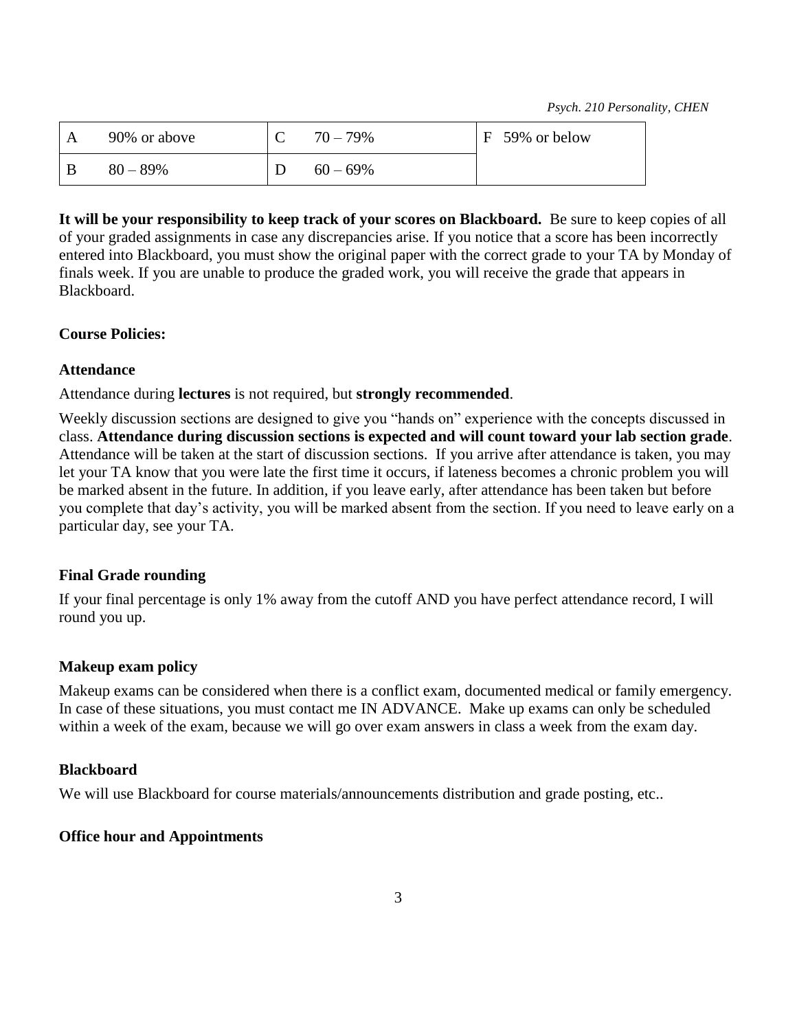| A | 90% or above | C | 70 – 79% | F 59% or below |
|---|---|---|---|---|
| B | 80 – 89% | D | 60 – 69% | |

**It will be your responsibility to keep track of your scores on Blackboard.** Be sure to keep copies of all of your graded assignments in case any discrepancies arise. If you notice that a score has been incorrectly entered into Blackboard, you must show the original paper with the correct grade to your TA by Monday of finals week. If you are unable to produce the graded work, you will receive the grade that appears in Blackboard.

**Course Policies:**

**Attendance**

Attendance during **lectures** is not required, but **strongly recommended**.

Weekly discussion sections are designed to give you "hands on" experience with the concepts discussed in class. **Attendance during discussion sections is expected and will count toward your lab section grade**. Attendance will be taken at the start of discussion sections. If you arrive after attendance is taken, you may let your TA know that you were late the first time it occurs, if lateness becomes a chronic problem you will be marked absent in the future. In addition, if you leave early, after attendance has been taken but before you complete that day's activity, you will be marked absent from the section. If you need to leave early on a particular day, see your TA.

**Final Grade rounding**

If your final percentage is only 1% away from the cutoff AND you have perfect attendance record, I will round you up.

**Makeup exam policy**

Makeup exams can be considered when there is a conflict exam, documented medical or family emergency. In case of these situations, you must contact me IN ADVANCE. Make up exams can only be scheduled within a week of the exam, because we will go over exam answers in class a week from the exam day.

**Blackboard**

We will use Blackboard for course materials/announcements distribution and grade posting, etc..

**Office hour and Appointments**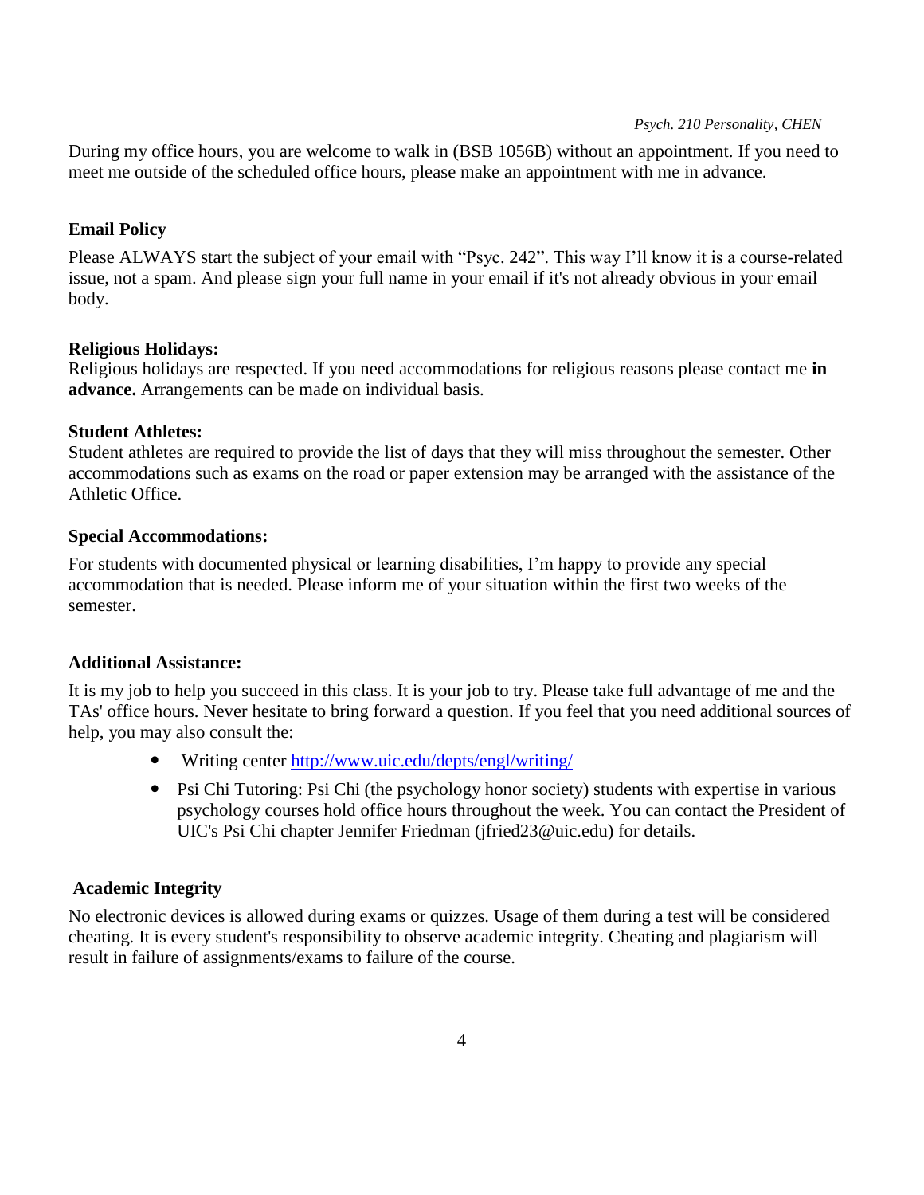During my office hours, you are welcome to walk in (BSB 1056B) without an appointment. If you need to meet me outside of the scheduled office hours, please make an appointment with me in advance.

**Email Policy**

Please ALWAYS start the subject of your email with "Psyc. 242". This way I'll know it is a course-related issue, not a spam. And please sign your full name in your email if it's not already obvious in your email body.

**Religious Holidays:**
Religious holidays are respected. If you need accommodations for religious reasons please contact me **in advance.** Arrangements can be made on individual basis.

**Student Athletes:**
Student athletes are required to provide the list of days that they will miss throughout the semester. Other accommodations such as exams on the road or paper extension may be arranged with the assistance of the Athletic Office.

**Special Accommodations:**

For students with documented physical or learning disabilities, I'm happy to provide any special accommodation that is needed. Please inform me of your situation within the first two weeks of the semester.

**Additional Assistance:**

It is my job to help you succeed in this class. It is your job to try. Please take full advantage of me and the TAs' office hours. Never hesitate to bring forward a question. If you feel that you need additional sources of help, you may also consult the:

- Writing center http://www.uic.edu/depts/engl/writing/
- Psi Chi Tutoring: Psi Chi (the psychology honor society) students with expertise in various psychology courses hold office hours throughout the week. You can contact the President of UIC's Psi Chi chapter Jennifer Friedman (jfried23@uic.edu) for details.

**Academic Integrity**

No electronic devices is allowed during exams or quizzes. Usage of them during a test will be considered cheating. It is every student's responsibility to observe academic integrity. Cheating and plagiarism will result in failure of assignments/exams to failure of the course.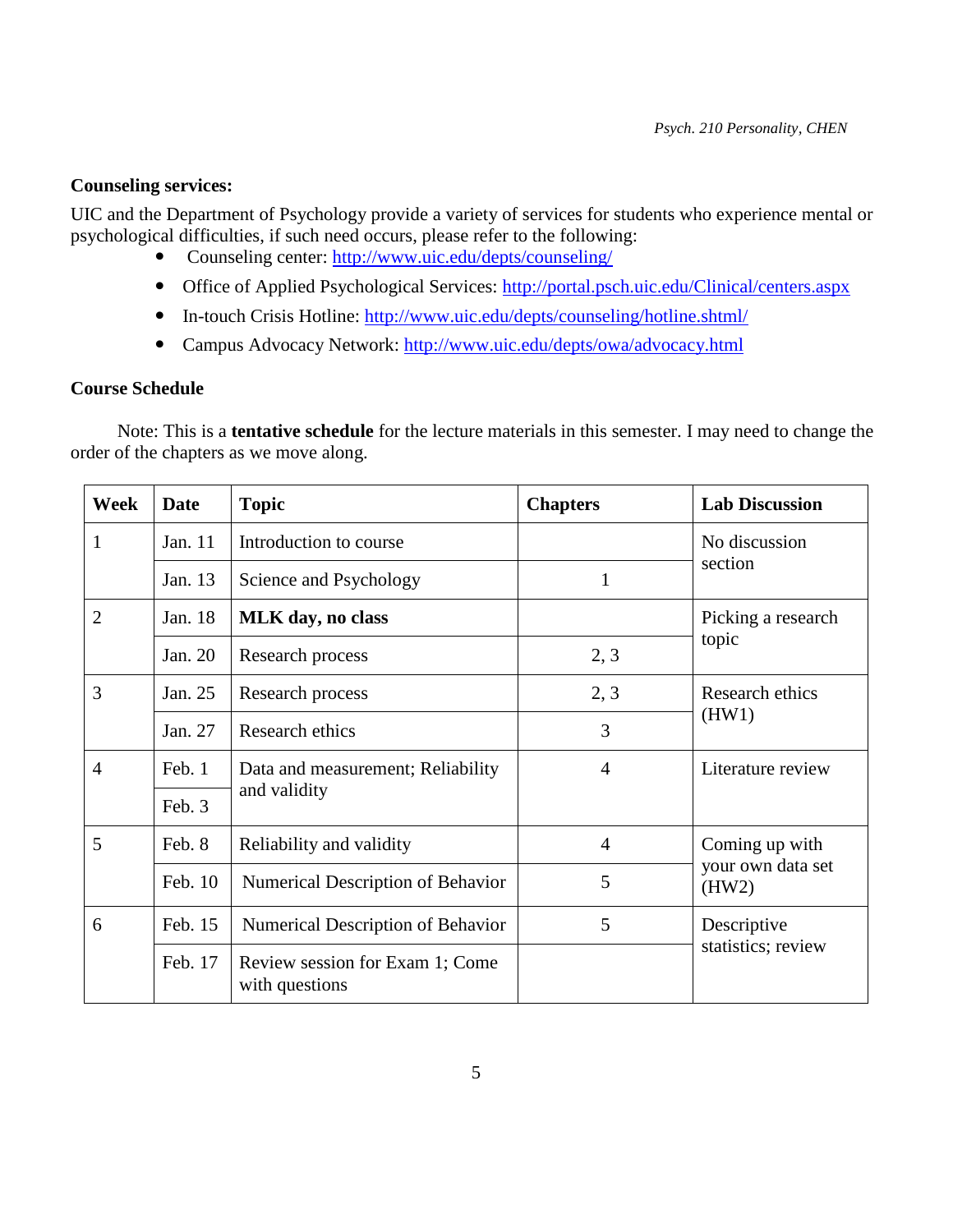**Counseling services:**

UIC and the Department of Psychology provide a variety of services for students who experience mental or psychological difficulties, if such need occurs, please refer to the following:

- Counseling center: http://www.uic.edu/depts/counseling/
- Office of Applied Psychological Services: http://portal.psch.uic.edu/Clinical/centers.aspx
- In-touch Crisis Hotline: http://www.uic.edu/depts/counseling/hotline.shtml/
- Campus Advocacy Network: http://www.uic.edu/depts/owa/advocacy.html

**Course Schedule**

Note: This is a **tentative schedule** for the lecture materials in this semester. I may need to change the order of the chapters as we move along.

| Week | Date | Topic | Chapters | Lab Discussion |
|---|---|---|---|---|
| 1 | Jan. 11 | Introduction to course | | No discussion section |
| | Jan. 13 | Science and Psychology | 1 | |
| 2 | Jan. 18 | **MLK day, no class** | | Picking a research topic |
| | Jan. 20 | Research process | 2, 3 | |
| 3 | Jan. 25 | Research process | 2, 3 | Research ethics (HW1) |
| | Jan. 27 | Research ethics | 3 | |
| 4 | Feb. 1 | Data and measurement; Reliability and validity | 4 | Literature review |
| | Feb. 3 | | | |
| 5 | Feb. 8 | Reliability and validity | 4 | Coming up with your own data set (HW2) |
| | Feb. 10 | Numerical Description of Behavior | 5 | |
| 6 | Feb. 15 | Numerical Description of Behavior | 5 | Descriptive statistics; review |
| | Feb. 17 | Review session for Exam 1; Come with questions | | |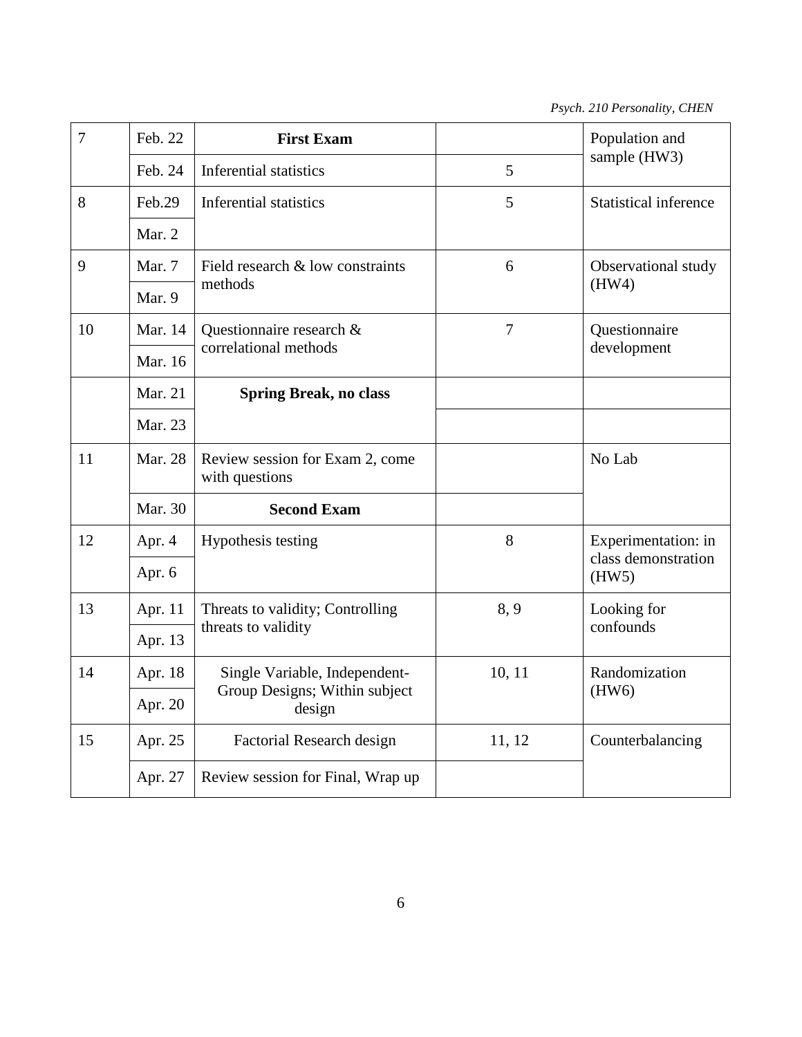| 7 | Feb. 22 | **First Exam** | | Population and sample (HW3) |
|---|---|---|---|---|
| | Feb. 24 | Inferential statistics | 5 | |
| 8 | Feb.29 | Inferential statistics | 5 | Statistical inference |
| | Mar. 2 | | | |
| 9 | Mar. 7 | Field research & low constraints methods | 6 | Observational study (HW4) |
| | Mar. 9 | | | |
| 10 | Mar. 14 | Questionnaire research & correlational methods | 7 | Questionnaire development |
| | Mar. 16 | | | |
| | Mar. 21 | **Spring Break, no class** | | |
| | Mar. 23 | | | |
| 11 | Mar. 28 | Review session for Exam 2, come with questions | | No Lab |
| | Mar. 30 | **Second Exam** | | |
| 12 | Apr. 4 | Hypothesis testing | 8 | Experimentation: in class demonstration (HW5) |
| | Apr. 6 | | | |
| 13 | Apr. 11 | Threats to validity; Controlling threats to validity | 8, 9 | Looking for confounds |
| | Apr. 13 | | | |
| 14 | Apr. 18 | Single Variable, Independent-Group Designs; Within subject design | 10, 11 | Randomization (HW6) |
| | Apr. 20 | | | |
| 15 | Apr. 25 | Factorial Research design | 11, 12 | Counterbalancing |
| | Apr. 27 | Review session for Final, Wrap up | | |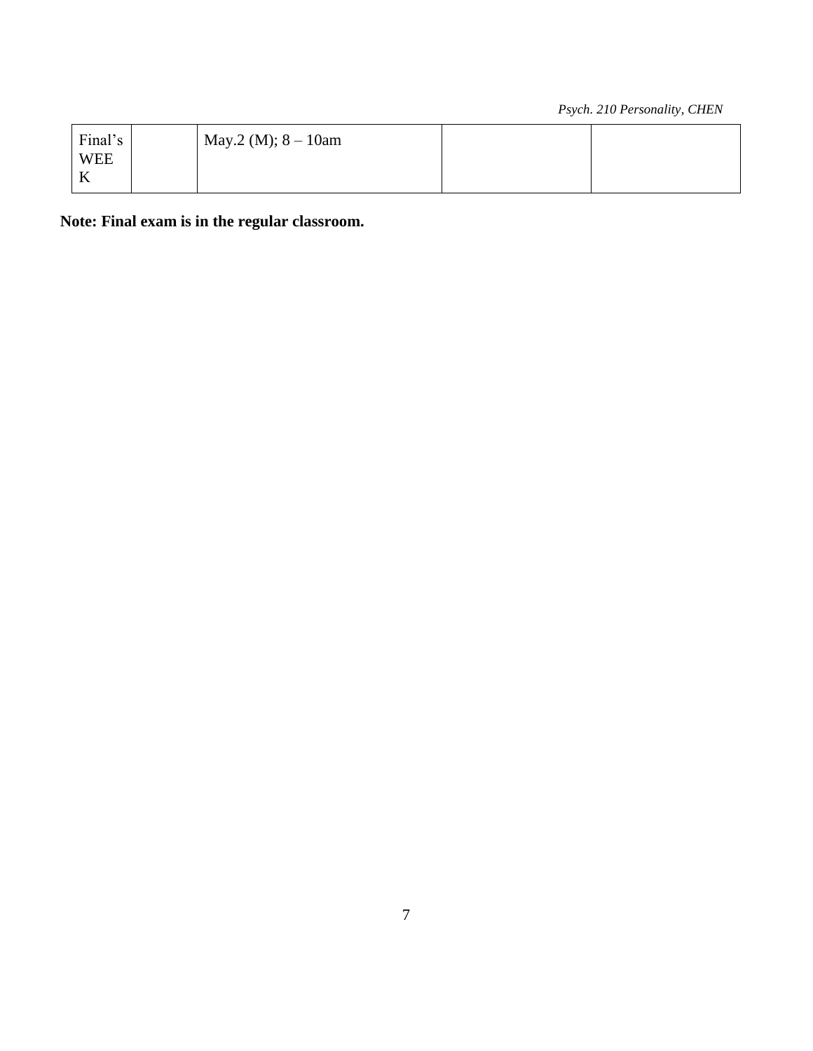| | | | | |
|---|---|---|---|---|
| Final's WEEK | | May.2 (M); 8 – 10am | | |

**Note: Final exam is in the regular classroom.**